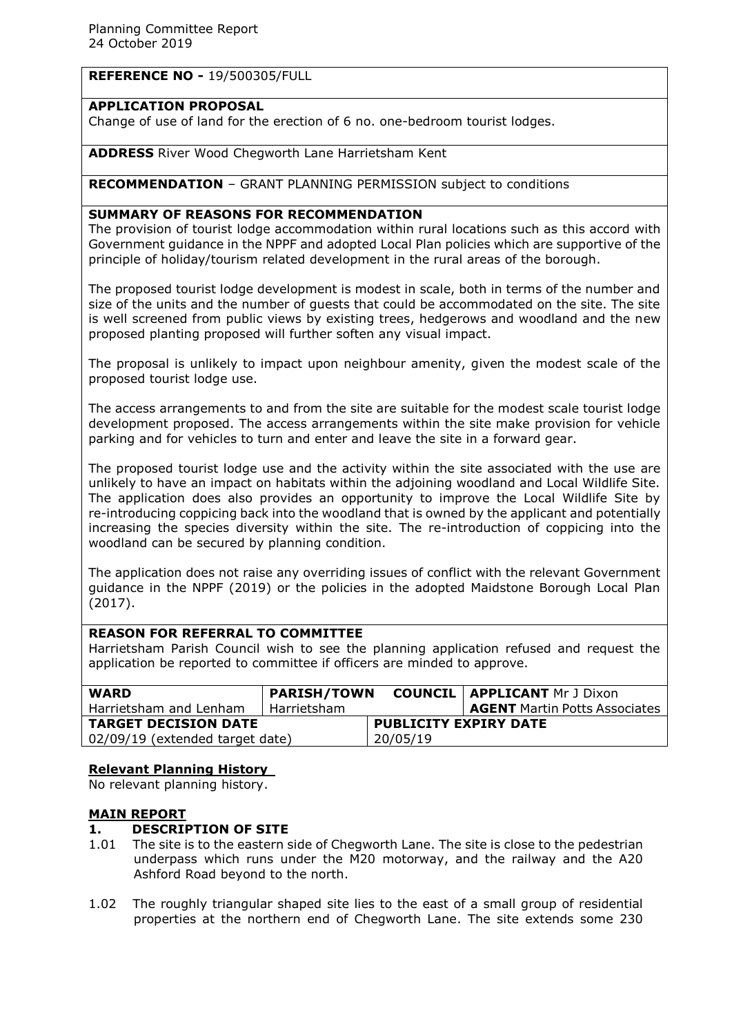Planning Committee Report
24 October 2019

**REFERENCE NO -** 19/500305/FULL

**APPLICATION PROPOSAL**
Change of use of land for the erection of 6 no. one-bedroom tourist lodges.

**ADDRESS** River Wood Chegworth Lane Harrietsham Kent

**RECOMMENDATION** – GRANT PLANNING PERMISSION subject to conditions

**SUMMARY OF REASONS FOR RECOMMENDATION**

The provision of tourist lodge accommodation within rural locations such as this accord with Government guidance in the NPPF and adopted Local Plan policies which are supportive of the principle of holiday/tourism related development in the rural areas of the borough.

The proposed tourist lodge development is modest in scale, both in terms of the number and size of the units and the number of guests that could be accommodated on the site. The site is well screened from public views by existing trees, hedgerows and woodland and the new proposed planting proposed will further soften any visual impact.

The proposal is unlikely to impact upon neighbour amenity, given the modest scale of the proposed tourist lodge use.

The access arrangements to and from the site are suitable for the modest scale tourist lodge development proposed. The access arrangements within the site make provision for vehicle parking and for vehicles to turn and enter and leave the site in a forward gear.

The proposed tourist lodge use and the activity within the site associated with the use are unlikely to have an impact on habitats within the adjoining woodland and Local Wildlife Site. The application does also provides an opportunity to improve the Local Wildlife Site by re-introducing coppicing back into the woodland that is owned by the applicant and potentially increasing the species diversity within the site. The re-introduction of coppicing into the woodland can be secured by planning condition.

The application does not raise any overriding issues of conflict with the relevant Government guidance in the NPPF (2019) or the policies in the adopted Maidstone Borough Local Plan (2017).

**REASON FOR REFERRAL TO COMMITTEE**

Harrietsham Parish Council wish to see the planning application refused and request the application be reported to committee if officers are minded to approve.

| **WARD** | **PARISH/TOWN COUNCIL** | **APPLICANT** Mr J Dixon |
|---|---|---|
| Harrietsham and Lenham | Harrietsham | **AGENT** Martin Potts Associates |
| **TARGET DECISION DATE** | **PUBLICITY EXPIRY DATE** | |
| 02/09/19 (extended target date) | 20/05/19 | |

**Relevant Planning History**

No relevant planning history.

**MAIN REPORT**

**1. DESCRIPTION OF SITE**

1.01 The site is to the eastern side of Chegworth Lane. The site is close to the pedestrian underpass which runs under the M20 motorway, and the railway and the A20 Ashford Road beyond to the north.

1.02 The roughly triangular shaped site lies to the east of a small group of residential properties at the northern end of Chegworth Lane. The site extends some 230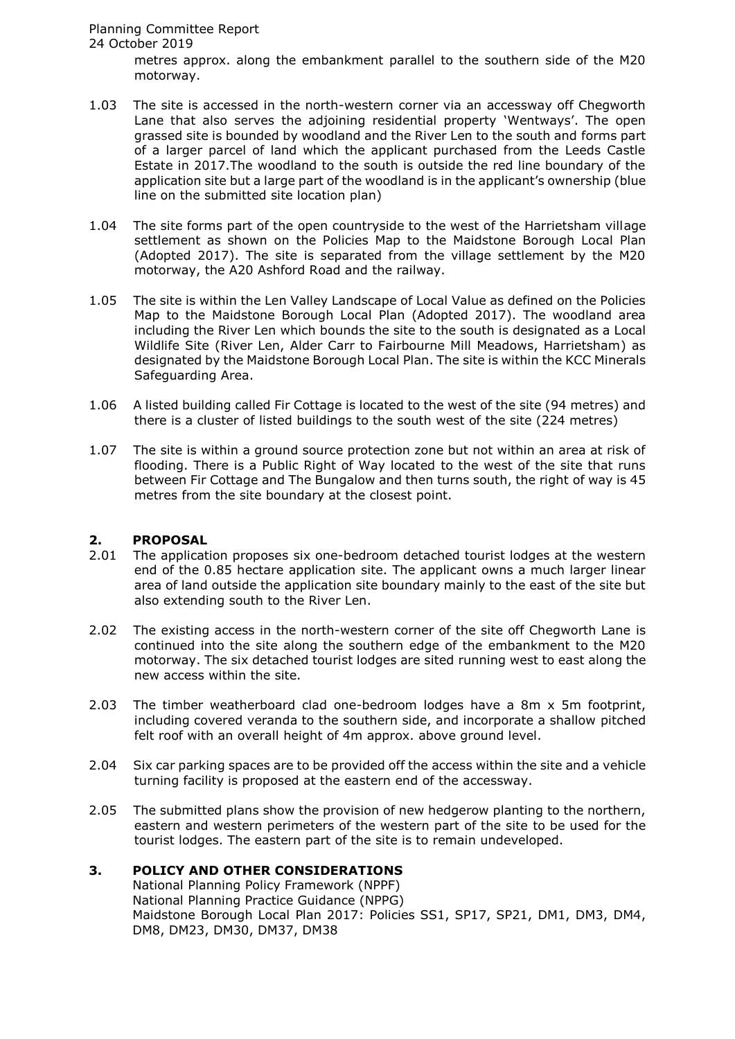metres approx. along the embankment parallel to the southern side of the M20 motorway.

1.03 The site is accessed in the north-western corner via an accessway off Chegworth Lane that also serves the adjoining residential property 'Wentways'. The open grassed site is bounded by woodland and the River Len to the south and forms part of a larger parcel of land which the applicant purchased from the Leeds Castle Estate in 2017.The woodland to the south is outside the red line boundary of the application site but a large part of the woodland is in the applicant's ownership (blue line on the submitted site location plan)

1.04 The site forms part of the open countryside to the west of the Harrietsham village settlement as shown on the Policies Map to the Maidstone Borough Local Plan (Adopted 2017). The site is separated from the village settlement by the M20 motorway, the A20 Ashford Road and the railway.

1.05 The site is within the Len Valley Landscape of Local Value as defined on the Policies Map to the Maidstone Borough Local Plan (Adopted 2017). The woodland area including the River Len which bounds the site to the south is designated as a Local Wildlife Site (River Len, Alder Carr to Fairbourne Mill Meadows, Harrietsham) as designated by the Maidstone Borough Local Plan. The site is within the KCC Minerals Safeguarding Area.

1.06 A listed building called Fir Cottage is located to the west of the site (94 metres) and there is a cluster of listed buildings to the south west of the site (224 metres)

1.07 The site is within a ground source protection zone but not within an area at risk of flooding. There is a Public Right of Way located to the west of the site that runs between Fir Cottage and The Bungalow and then turns south, the right of way is 45 metres from the site boundary at the closest point.

## 2. PROPOSAL

2.01 The application proposes six one-bedroom detached tourist lodges at the western end of the 0.85 hectare application site. The applicant owns a much larger linear area of land outside the application site boundary mainly to the east of the site but also extending south to the River Len.

2.02 The existing access in the north-western corner of the site off Chegworth Lane is continued into the site along the southern edge of the embankment to the M20 motorway. The six detached tourist lodges are sited running west to east along the new access within the site.

2.03 The timber weatherboard clad one-bedroom lodges have a 8m x 5m footprint, including covered veranda to the southern side, and incorporate a shallow pitched felt roof with an overall height of 4m approx. above ground level.

2.04 Six car parking spaces are to be provided off the access within the site and a vehicle turning facility is proposed at the eastern end of the accessway.

2.05 The submitted plans show the provision of new hedgerow planting to the northern, eastern and western perimeters of the western part of the site to be used for the tourist lodges. The eastern part of the site is to remain undeveloped.

## 3. POLICY AND OTHER CONSIDERATIONS

National Planning Policy Framework (NPPF)
National Planning Practice Guidance (NPPG)
Maidstone Borough Local Plan 2017: Policies SS1, SP17, SP21, DM1, DM3, DM4, DM8, DM23, DM30, DM37, DM38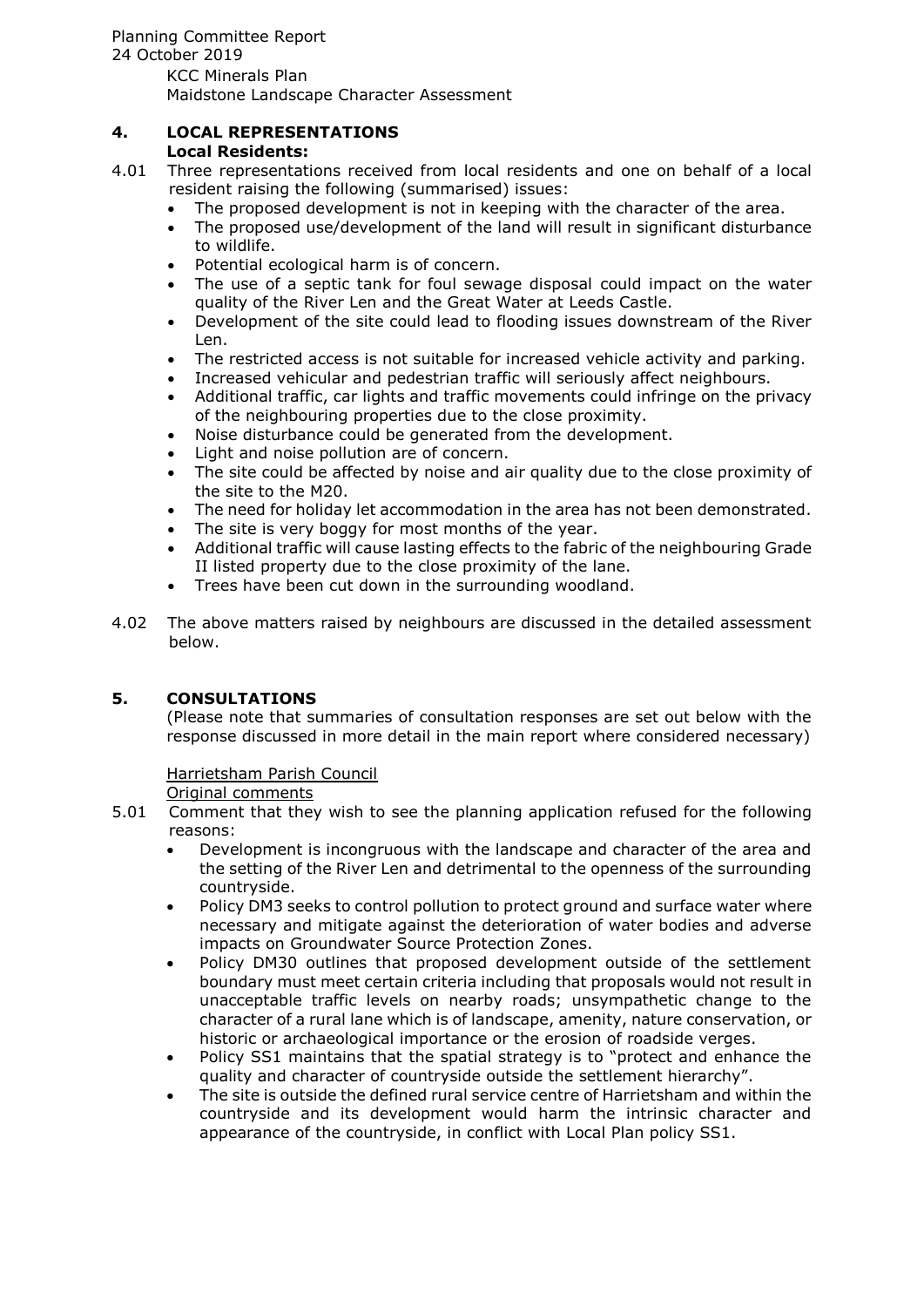KCC Minerals Plan
Maidstone Landscape Character Assessment

## 4. LOCAL REPRESENTATIONS

**Local Residents:**

4.01 Three representations received from local residents and one on behalf of a local resident raising the following (summarised) issues:

- The proposed development is not in keeping with the character of the area.
- The proposed use/development of the land will result in significant disturbance to wildlife.
- Potential ecological harm is of concern.
- The use of a septic tank for foul sewage disposal could impact on the water quality of the River Len and the Great Water at Leeds Castle.
- Development of the site could lead to flooding issues downstream of the River Len.
- The restricted access is not suitable for increased vehicle activity and parking.
- Increased vehicular and pedestrian traffic will seriously affect neighbours.
- Additional traffic, car lights and traffic movements could infringe on the privacy of the neighbouring properties due to the close proximity.
- Noise disturbance could be generated from the development.
- Light and noise pollution are of concern.
- The site could be affected by noise and air quality due to the close proximity of the site to the M20.
- The need for holiday let accommodation in the area has not been demonstrated.
- The site is very boggy for most months of the year.
- Additional traffic will cause lasting effects to the fabric of the neighbouring Grade II listed property due to the close proximity of the lane.
- Trees have been cut down in the surrounding woodland.

4.02 The above matters raised by neighbours are discussed in the detailed assessment below.

## 5. CONSULTATIONS

(Please note that summaries of consultation responses are set out below with the response discussed in more detail in the main report where considered necessary)

Harrietsham Parish Council

Original comments

5.01 Comment that they wish to see the planning application refused for the following reasons:

- Development is incongruous with the landscape and character of the area and the setting of the River Len and detrimental to the openness of the surrounding countryside.
- Policy DM3 seeks to control pollution to protect ground and surface water where necessary and mitigate against the deterioration of water bodies and adverse impacts on Groundwater Source Protection Zones.
- Policy DM30 outlines that proposed development outside of the settlement boundary must meet certain criteria including that proposals would not result in unacceptable traffic levels on nearby roads; unsympathetic change to the character of a rural lane which is of landscape, amenity, nature conservation, or historic or archaeological importance or the erosion of roadside verges.
- Policy SS1 maintains that the spatial strategy is to "protect and enhance the quality and character of countryside outside the settlement hierarchy".
- The site is outside the defined rural service centre of Harrietsham and within the countryside and its development would harm the intrinsic character and appearance of the countryside, in conflict with Local Plan policy SS1.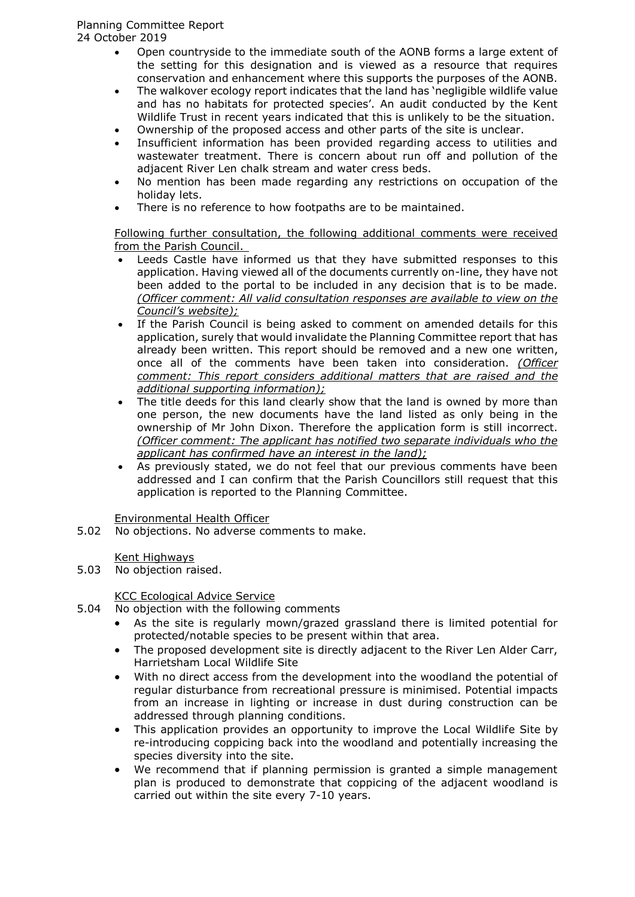- Open countryside to the immediate south of the AONB forms a large extent of the setting for this designation and is viewed as a resource that requires conservation and enhancement where this supports the purposes of the AONB.
- The walkover ecology report indicates that the land has 'negligible wildlife value and has no habitats for protected species'. An audit conducted by the Kent Wildlife Trust in recent years indicated that this is unlikely to be the situation.
- Ownership of the proposed access and other parts of the site is unclear.
- Insufficient information has been provided regarding access to utilities and wastewater treatment. There is concern about run off and pollution of the adjacent River Len chalk stream and water cress beds.
- No mention has been made regarding any restrictions on occupation of the holiday lets.
- There is no reference to how footpaths are to be maintained.

Following further consultation, the following additional comments were received from the Parish Council.

- Leeds Castle have informed us that they have submitted responses to this application. Having viewed all of the documents currently on-line, they have not been added to the portal to be included in any decision that is to be made. *(Officer comment: All valid consultation responses are available to view on the Council's website);*
- If the Parish Council is being asked to comment on amended details for this application, surely that would invalidate the Planning Committee report that has already been written. This report should be removed and a new one written, once all of the comments have been taken into consideration. *(Officer comment: This report considers additional matters that are raised and the additional supporting information);*
- The title deeds for this land clearly show that the land is owned by more than one person, the new documents have the land listed as only being in the ownership of Mr John Dixon. Therefore the application form is still incorrect. *(Officer comment: The applicant has notified two separate individuals who the applicant has confirmed have an interest in the land);*
- As previously stated, we do not feel that our previous comments have been addressed and I can confirm that the Parish Councillors still request that this application is reported to the Planning Committee.

Environmental Health Officer

5.02 No objections. No adverse comments to make.

Kent Highways

5.03 No objection raised.

KCC Ecological Advice Service

5.04 No objection with the following comments

- As the site is regularly mown/grazed grassland there is limited potential for protected/notable species to be present within that area.
- The proposed development site is directly adjacent to the River Len Alder Carr, Harrietsham Local Wildlife Site
- With no direct access from the development into the woodland the potential of regular disturbance from recreational pressure is minimised. Potential impacts from an increase in lighting or increase in dust during construction can be addressed through planning conditions.
- This application provides an opportunity to improve the Local Wildlife Site by re-introducing coppicing back into the woodland and potentially increasing the species diversity into the site.
- We recommend that if planning permission is granted a simple management plan is produced to demonstrate that coppicing of the adjacent woodland is carried out within the site every 7-10 years.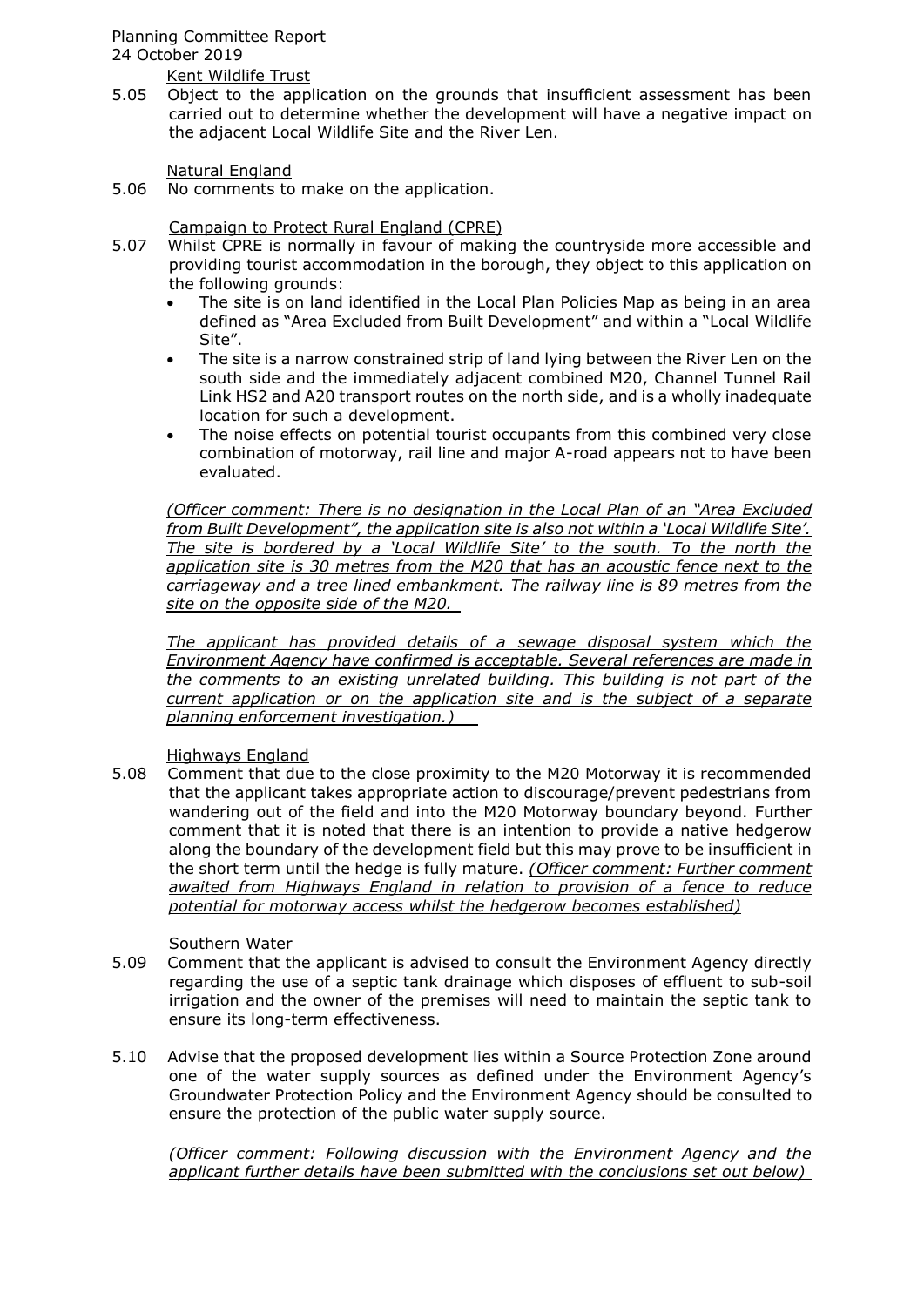Kent Wildlife Trust

5.05 Object to the application on the grounds that insufficient assessment has been carried out to determine whether the development will have a negative impact on the adjacent Local Wildlife Site and the River Len.

Natural England

5.06 No comments to make on the application.

Campaign to Protect Rural England (CPRE)

5.07 Whilst CPRE is normally in favour of making the countryside more accessible and providing tourist accommodation in the borough, they object to this application on the following grounds:

- The site is on land identified in the Local Plan Policies Map as being in an area defined as "Area Excluded from Built Development" and within a "Local Wildlife Site".
- The site is a narrow constrained strip of land lying between the River Len on the south side and the immediately adjacent combined M20, Channel Tunnel Rail Link HS2 and A20 transport routes on the north side, and is a wholly inadequate location for such a development.
- The noise effects on potential tourist occupants from this combined very close combination of motorway, rail line and major A-road appears not to have been evaluated.

*(Officer comment: There is no designation in the Local Plan of an "Area Excluded from Built Development", the application site is also not within a 'Local Wildlife Site'. The site is bordered by a 'Local Wildlife Site' to the south. To the north the application site is 30 metres from the M20 that has an acoustic fence next to the carriageway and a tree lined embankment. The railway line is 89 metres from the site on the opposite side of the M20.*

*The applicant has provided details of a sewage disposal system which the Environment Agency have confirmed is acceptable. Several references are made in the comments to an existing unrelated building. This building is not part of the current application or on the application site and is the subject of a separate planning enforcement investigation.)*

Highways England

5.08 Comment that due to the close proximity to the M20 Motorway it is recommended that the applicant takes appropriate action to discourage/prevent pedestrians from wandering out of the field and into the M20 Motorway boundary beyond. Further comment that it is noted that there is an intention to provide a native hedgerow along the boundary of the development field but this may prove to be insufficient in the short term until the hedge is fully mature. *(Officer comment: Further comment awaited from Highways England in relation to provision of a fence to reduce potential for motorway access whilst the hedgerow becomes established)*

Southern Water

5.09 Comment that the applicant is advised to consult the Environment Agency directly regarding the use of a septic tank drainage which disposes of effluent to sub-soil irrigation and the owner of the premises will need to maintain the septic tank to ensure its long-term effectiveness.

5.10 Advise that the proposed development lies within a Source Protection Zone around one of the water supply sources as defined under the Environment Agency's Groundwater Protection Policy and the Environment Agency should be consulted to ensure the protection of the public water supply source.

*(Officer comment: Following discussion with the Environment Agency and the applicant further details have been submitted with the conclusions set out below)*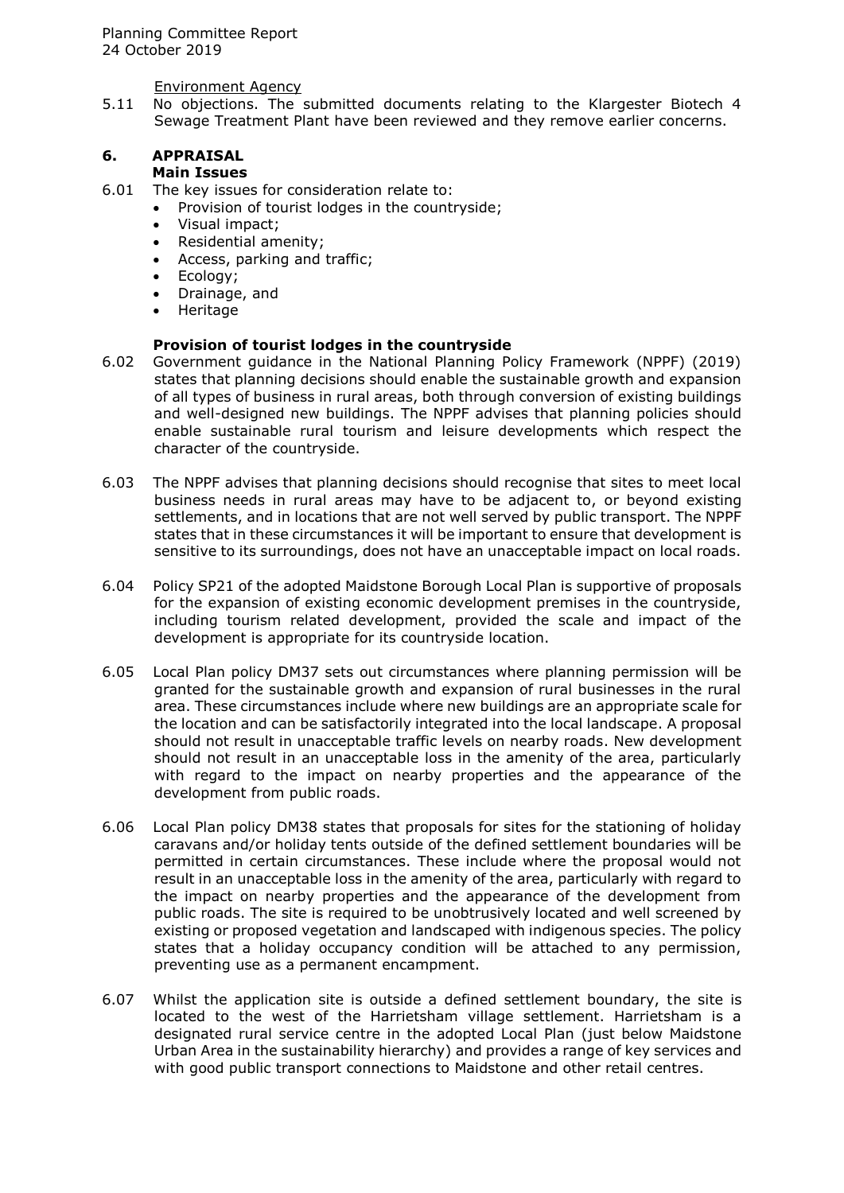Environment Agency

5.11 No objections. The submitted documents relating to the Klargester Biotech 4 Sewage Treatment Plant have been reviewed and they remove earlier concerns.

## 6. APPRAISAL

### Main Issues

6.01 The key issues for consideration relate to:

- Provision of tourist lodges in the countryside;
- Visual impact;
- Residential amenity;
- Access, parking and traffic;
- Ecology;
- Drainage, and
- Heritage

### Provision of tourist lodges in the countryside

6.02 Government guidance in the National Planning Policy Framework (NPPF) (2019) states that planning decisions should enable the sustainable growth and expansion of all types of business in rural areas, both through conversion of existing buildings and well-designed new buildings. The NPPF advises that planning policies should enable sustainable rural tourism and leisure developments which respect the character of the countryside.

6.03 The NPPF advises that planning decisions should recognise that sites to meet local business needs in rural areas may have to be adjacent to, or beyond existing settlements, and in locations that are not well served by public transport. The NPPF states that in these circumstances it will be important to ensure that development is sensitive to its surroundings, does not have an unacceptable impact on local roads.

6.04 Policy SP21 of the adopted Maidstone Borough Local Plan is supportive of proposals for the expansion of existing economic development premises in the countryside, including tourism related development, provided the scale and impact of the development is appropriate for its countryside location.

6.05 Local Plan policy DM37 sets out circumstances where planning permission will be granted for the sustainable growth and expansion of rural businesses in the rural area. These circumstances include where new buildings are an appropriate scale for the location and can be satisfactorily integrated into the local landscape. A proposal should not result in unacceptable traffic levels on nearby roads. New development should not result in an unacceptable loss in the amenity of the area, particularly with regard to the impact on nearby properties and the appearance of the development from public roads.

6.06 Local Plan policy DM38 states that proposals for sites for the stationing of holiday caravans and/or holiday tents outside of the defined settlement boundaries will be permitted in certain circumstances. These include where the proposal would not result in an unacceptable loss in the amenity of the area, particularly with regard to the impact on nearby properties and the appearance of the development from public roads. The site is required to be unobtrusively located and well screened by existing or proposed vegetation and landscaped with indigenous species. The policy states that a holiday occupancy condition will be attached to any permission, preventing use as a permanent encampment.

6.07 Whilst the application site is outside a defined settlement boundary, the site is located to the west of the Harrietsham village settlement. Harrietsham is a designated rural service centre in the adopted Local Plan (just below Maidstone Urban Area in the sustainability hierarchy) and provides a range of key services and with good public transport connections to Maidstone and other retail centres.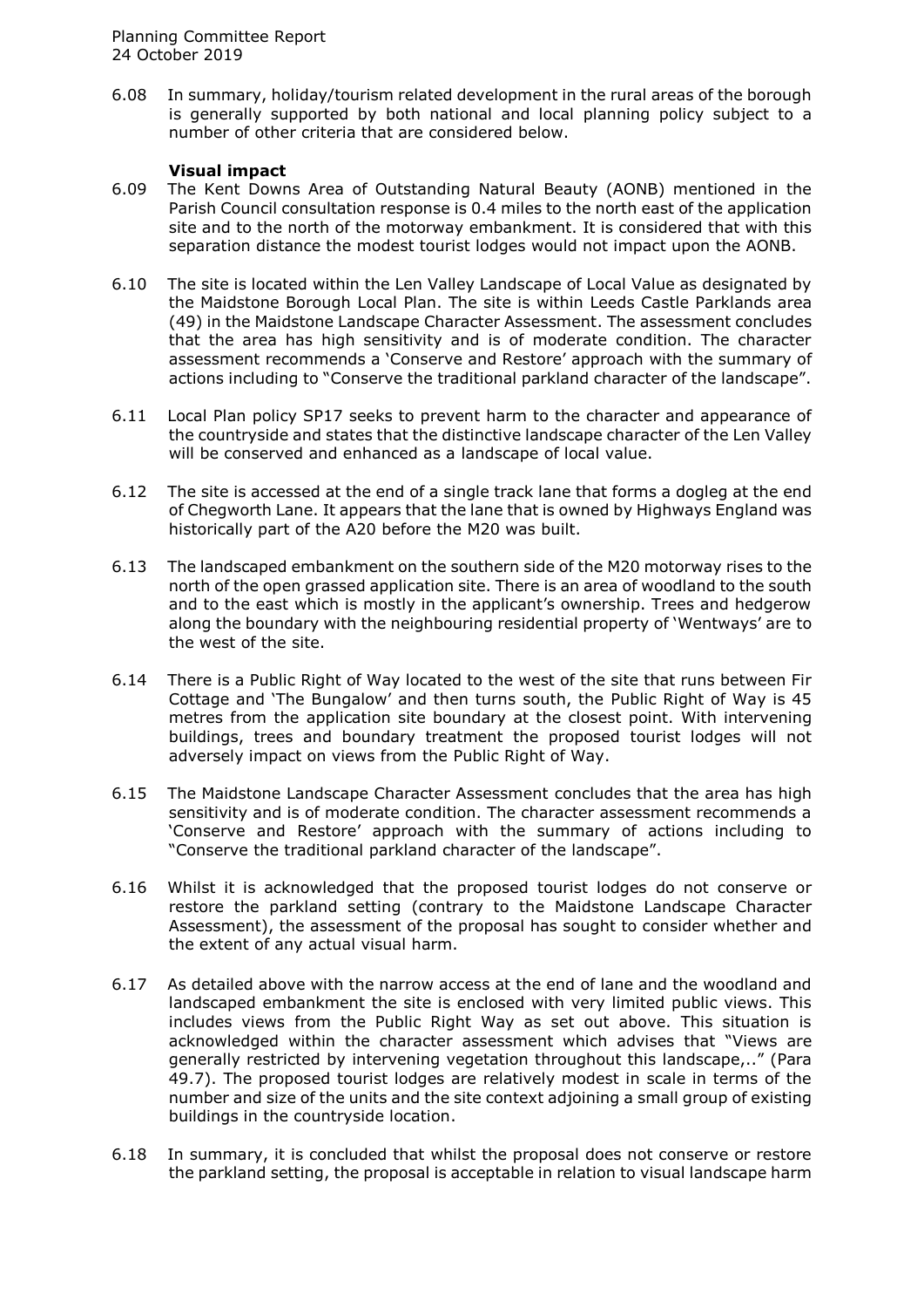6.08 In summary, holiday/tourism related development in the rural areas of the borough is generally supported by both national and local planning policy subject to a number of other criteria that are considered below.

**Visual impact**

6.09 The Kent Downs Area of Outstanding Natural Beauty (AONB) mentioned in the Parish Council consultation response is 0.4 miles to the north east of the application site and to the north of the motorway embankment. It is considered that with this separation distance the modest tourist lodges would not impact upon the AONB.

6.10 The site is located within the Len Valley Landscape of Local Value as designated by the Maidstone Borough Local Plan. The site is within Leeds Castle Parklands area (49) in the Maidstone Landscape Character Assessment. The assessment concludes that the area has high sensitivity and is of moderate condition. The character assessment recommends a 'Conserve and Restore' approach with the summary of actions including to "Conserve the traditional parkland character of the landscape".

6.11 Local Plan policy SP17 seeks to prevent harm to the character and appearance of the countryside and states that the distinctive landscape character of the Len Valley will be conserved and enhanced as a landscape of local value.

6.12 The site is accessed at the end of a single track lane that forms a dogleg at the end of Chegworth Lane. It appears that the lane that is owned by Highways England was historically part of the A20 before the M20 was built.

6.13 The landscaped embankment on the southern side of the M20 motorway rises to the north of the open grassed application site. There is an area of woodland to the south and to the east which is mostly in the applicant's ownership. Trees and hedgerow along the boundary with the neighbouring residential property of 'Wentways' are to the west of the site.

6.14 There is a Public Right of Way located to the west of the site that runs between Fir Cottage and 'The Bungalow' and then turns south, the Public Right of Way is 45 metres from the application site boundary at the closest point. With intervening buildings, trees and boundary treatment the proposed tourist lodges will not adversely impact on views from the Public Right of Way.

6.15 The Maidstone Landscape Character Assessment concludes that the area has high sensitivity and is of moderate condition. The character assessment recommends a 'Conserve and Restore' approach with the summary of actions including to "Conserve the traditional parkland character of the landscape".

6.16 Whilst it is acknowledged that the proposed tourist lodges do not conserve or restore the parkland setting (contrary to the Maidstone Landscape Character Assessment), the assessment of the proposal has sought to consider whether and the extent of any actual visual harm.

6.17 As detailed above with the narrow access at the end of lane and the woodland and landscaped embankment the site is enclosed with very limited public views. This includes views from the Public Right Way as set out above. This situation is acknowledged within the character assessment which advises that "Views are generally restricted by intervening vegetation throughout this landscape,.." (Para 49.7). The proposed tourist lodges are relatively modest in scale in terms of the number and size of the units and the site context adjoining a small group of existing buildings in the countryside location.

6.18 In summary, it is concluded that whilst the proposal does not conserve or restore the parkland setting, the proposal is acceptable in relation to visual landscape harm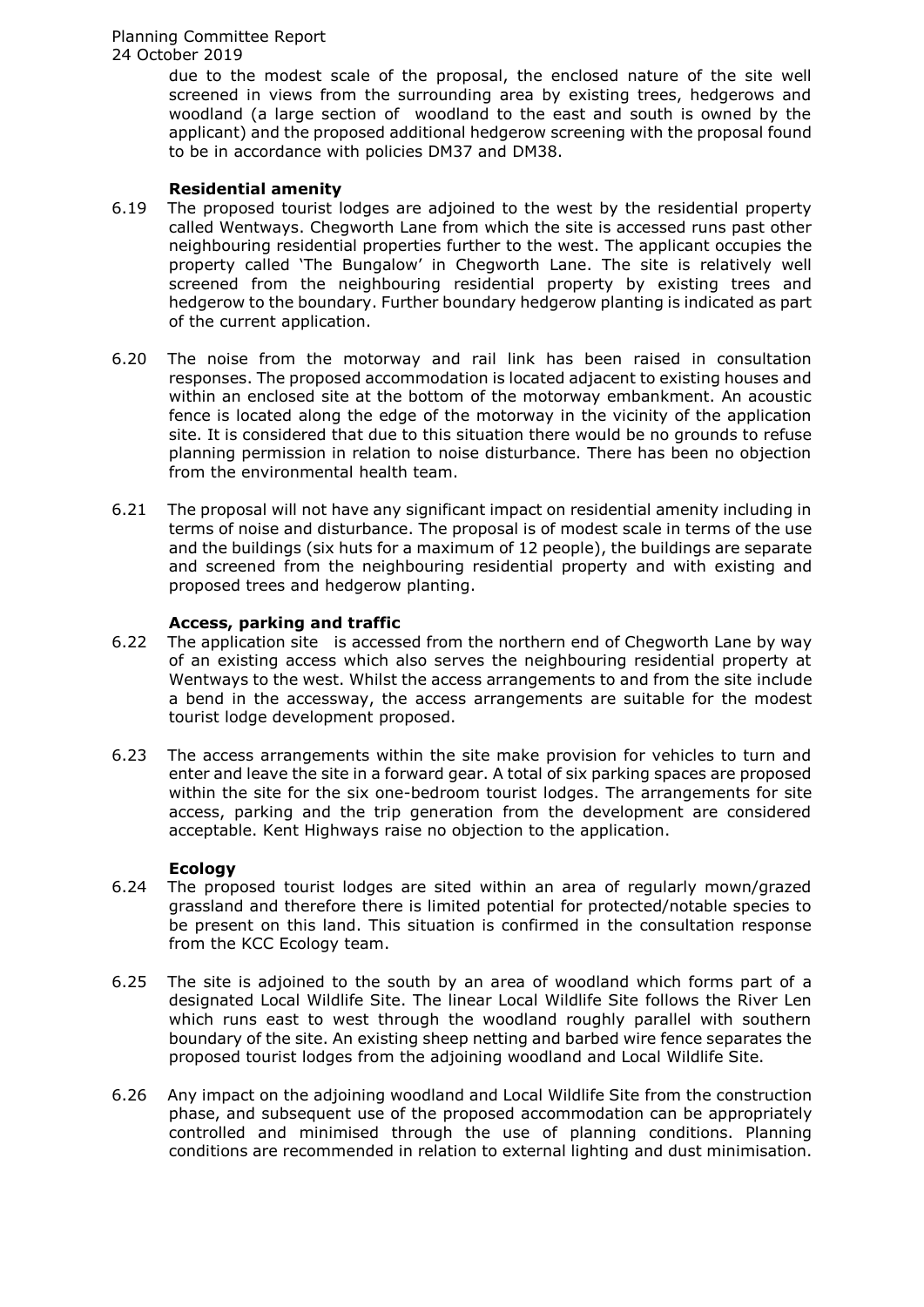due to the modest scale of the proposal, the enclosed nature of the site well screened in views from the surrounding area by existing trees, hedgerows and woodland (a large section of woodland to the east and south is owned by the applicant) and the proposed additional hedgerow screening with the proposal found to be in accordance with policies DM37 and DM38.

**Residential amenity**

6.19 The proposed tourist lodges are adjoined to the west by the residential property called Wentways. Chegworth Lane from which the site is accessed runs past other neighbouring residential properties further to the west. The applicant occupies the property called 'The Bungalow' in Chegworth Lane. The site is relatively well screened from the neighbouring residential property by existing trees and hedgerow to the boundary. Further boundary hedgerow planting is indicated as part of the current application.

6.20 The noise from the motorway and rail link has been raised in consultation responses. The proposed accommodation is located adjacent to existing houses and within an enclosed site at the bottom of the motorway embankment. An acoustic fence is located along the edge of the motorway in the vicinity of the application site. It is considered that due to this situation there would be no grounds to refuse planning permission in relation to noise disturbance. There has been no objection from the environmental health team.

6.21 The proposal will not have any significant impact on residential amenity including in terms of noise and disturbance. The proposal is of modest scale in terms of the use and the buildings (six huts for a maximum of 12 people), the buildings are separate and screened from the neighbouring residential property and with existing and proposed trees and hedgerow planting.

**Access, parking and traffic**

6.22 The application site is accessed from the northern end of Chegworth Lane by way of an existing access which also serves the neighbouring residential property at Wentways to the west. Whilst the access arrangements to and from the site include a bend in the accessway, the access arrangements are suitable for the modest tourist lodge development proposed.

6.23 The access arrangements within the site make provision for vehicles to turn and enter and leave the site in a forward gear. A total of six parking spaces are proposed within the site for the six one-bedroom tourist lodges. The arrangements for site access, parking and the trip generation from the development are considered acceptable. Kent Highways raise no objection to the application.

**Ecology**

6.24 The proposed tourist lodges are sited within an area of regularly mown/grazed grassland and therefore there is limited potential for protected/notable species to be present on this land. This situation is confirmed in the consultation response from the KCC Ecology team.

6.25 The site is adjoined to the south by an area of woodland which forms part of a designated Local Wildlife Site. The linear Local Wildlife Site follows the River Len which runs east to west through the woodland roughly parallel with southern boundary of the site. An existing sheep netting and barbed wire fence separates the proposed tourist lodges from the adjoining woodland and Local Wildlife Site.

6.26 Any impact on the adjoining woodland and Local Wildlife Site from the construction phase, and subsequent use of the proposed accommodation can be appropriately controlled and minimised through the use of planning conditions. Planning conditions are recommended in relation to external lighting and dust minimisation.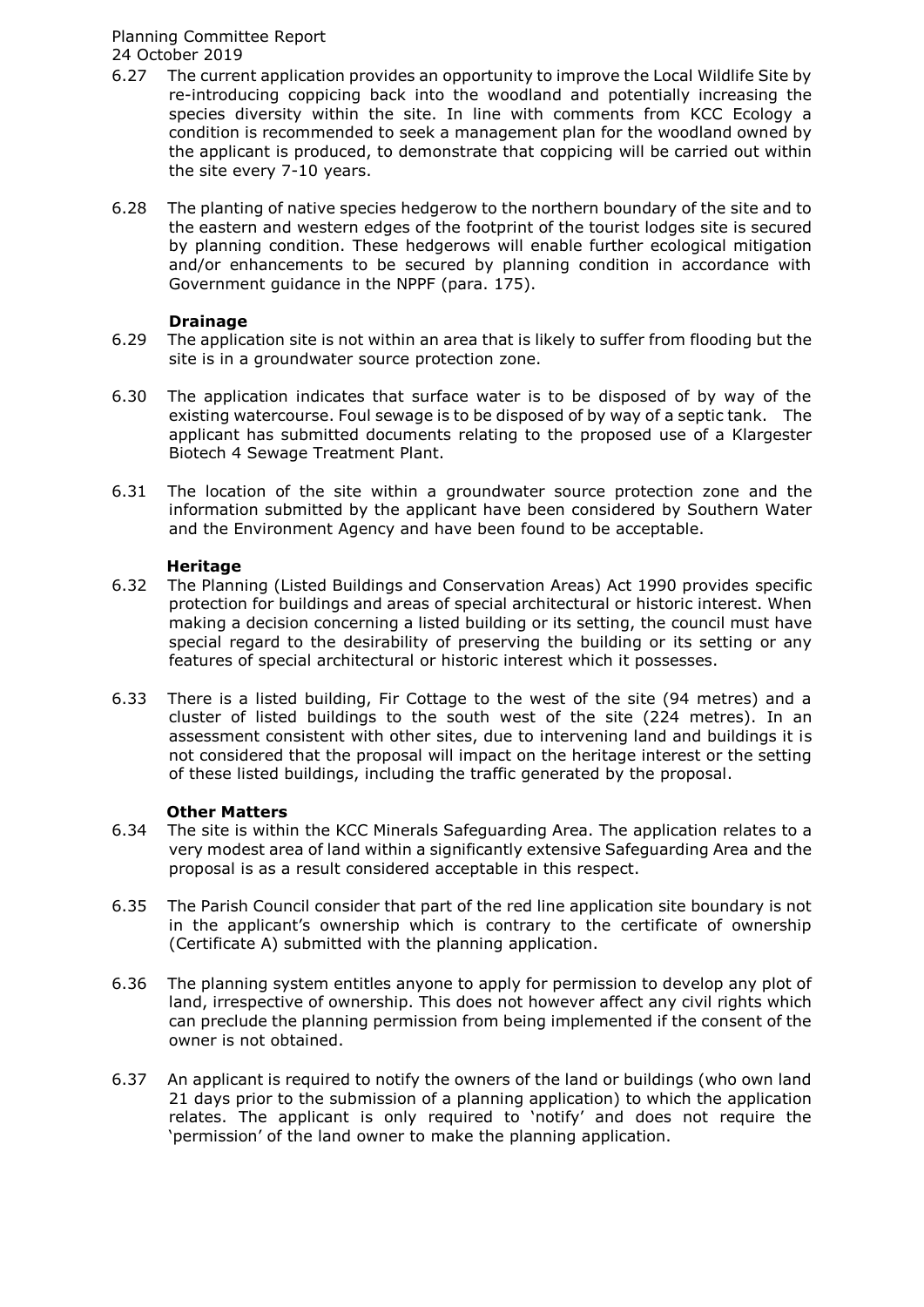6.27 The current application provides an opportunity to improve the Local Wildlife Site by re-introducing coppicing back into the woodland and potentially increasing the species diversity within the site. In line with comments from KCC Ecology a condition is recommended to seek a management plan for the woodland owned by the applicant is produced, to demonstrate that coppicing will be carried out within the site every 7-10 years.

6.28 The planting of native species hedgerow to the northern boundary of the site and to the eastern and western edges of the footprint of the tourist lodges site is secured by planning condition. These hedgerows will enable further ecological mitigation and/or enhancements to be secured by planning condition in accordance with Government guidance in the NPPF (para. 175).

**Drainage**

6.29 The application site is not within an area that is likely to suffer from flooding but the site is in a groundwater source protection zone.

6.30 The application indicates that surface water is to be disposed of by way of the existing watercourse. Foul sewage is to be disposed of by way of a septic tank. The applicant has submitted documents relating to the proposed use of a Klargester Biotech 4 Sewage Treatment Plant.

6.31 The location of the site within a groundwater source protection zone and the information submitted by the applicant have been considered by Southern Water and the Environment Agency and have been found to be acceptable.

**Heritage**

6.32 The Planning (Listed Buildings and Conservation Areas) Act 1990 provides specific protection for buildings and areas of special architectural or historic interest. When making a decision concerning a listed building or its setting, the council must have special regard to the desirability of preserving the building or its setting or any features of special architectural or historic interest which it possesses.

6.33 There is a listed building, Fir Cottage to the west of the site (94 metres) and a cluster of listed buildings to the south west of the site (224 metres). In an assessment consistent with other sites, due to intervening land and buildings it is not considered that the proposal will impact on the heritage interest or the setting of these listed buildings, including the traffic generated by the proposal.

**Other Matters**

6.34 The site is within the KCC Minerals Safeguarding Area. The application relates to a very modest area of land within a significantly extensive Safeguarding Area and the proposal is as a result considered acceptable in this respect.

6.35 The Parish Council consider that part of the red line application site boundary is not in the applicant's ownership which is contrary to the certificate of ownership (Certificate A) submitted with the planning application.

6.36 The planning system entitles anyone to apply for permission to develop any plot of land, irrespective of ownership. This does not however affect any civil rights which can preclude the planning permission from being implemented if the consent of the owner is not obtained.

6.37 An applicant is required to notify the owners of the land or buildings (who own land 21 days prior to the submission of a planning application) to which the application relates. The applicant is only required to 'notify' and does not require the 'permission' of the land owner to make the planning application.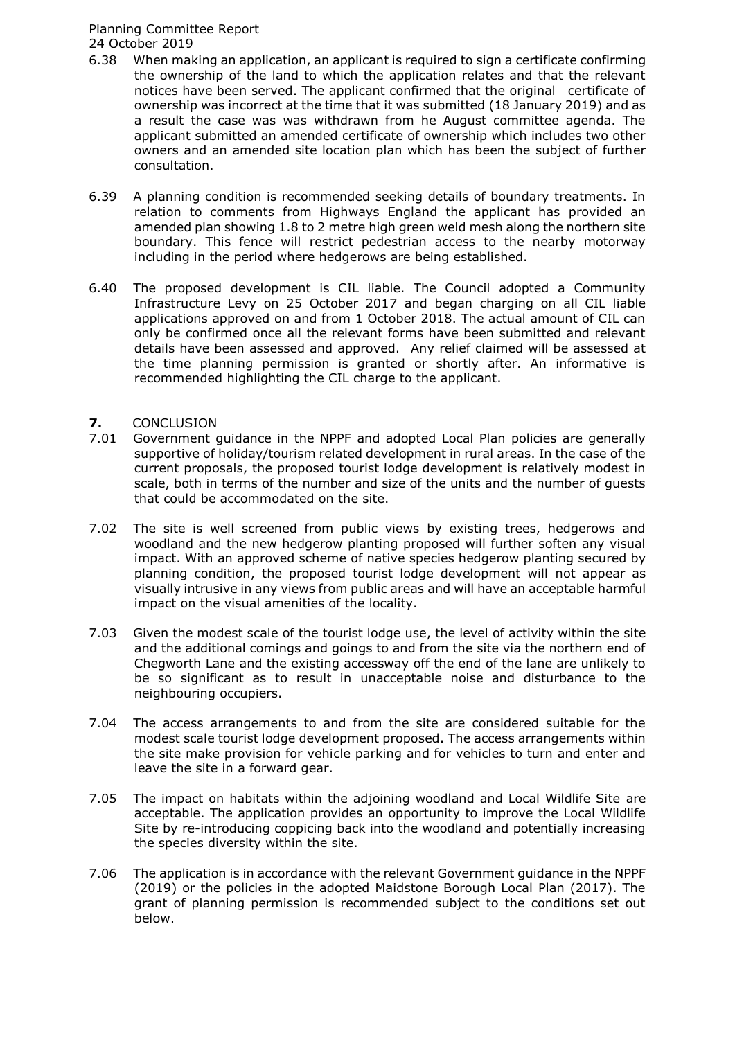6.38 When making an application, an applicant is required to sign a certificate confirming the ownership of the land to which the application relates and that the relevant notices have been served. The applicant confirmed that the original certificate of ownership was incorrect at the time that it was submitted (18 January 2019) and as a result the case was was withdrawn from he August committee agenda. The applicant submitted an amended certificate of ownership which includes two other owners and an amended site location plan which has been the subject of further consultation.

6.39 A planning condition is recommended seeking details of boundary treatments. In relation to comments from Highways England the applicant has provided an amended plan showing 1.8 to 2 metre high green weld mesh along the northern site boundary. This fence will restrict pedestrian access to the nearby motorway including in the period where hedgerows are being established.

6.40 The proposed development is CIL liable. The Council adopted a Community Infrastructure Levy on 25 October 2017 and began charging on all CIL liable applications approved on and from 1 October 2018. The actual amount of CIL can only be confirmed once all the relevant forms have been submitted and relevant details have been assessed and approved. Any relief claimed will be assessed at the time planning permission is granted or shortly after. An informative is recommended highlighting the CIL charge to the applicant.

## 7. CONCLUSION

7.01 Government guidance in the NPPF and adopted Local Plan policies are generally supportive of holiday/tourism related development in rural areas. In the case of the current proposals, the proposed tourist lodge development is relatively modest in scale, both in terms of the number and size of the units and the number of guests that could be accommodated on the site.

7.02 The site is well screened from public views by existing trees, hedgerows and woodland and the new hedgerow planting proposed will further soften any visual impact. With an approved scheme of native species hedgerow planting secured by planning condition, the proposed tourist lodge development will not appear as visually intrusive in any views from public areas and will have an acceptable harmful impact on the visual amenities of the locality.

7.03 Given the modest scale of the tourist lodge use, the level of activity within the site and the additional comings and goings to and from the site via the northern end of Chegworth Lane and the existing accessway off the end of the lane are unlikely to be so significant as to result in unacceptable noise and disturbance to the neighbouring occupiers.

7.04 The access arrangements to and from the site are considered suitable for the modest scale tourist lodge development proposed. The access arrangements within the site make provision for vehicle parking and for vehicles to turn and enter and leave the site in a forward gear.

7.05 The impact on habitats within the adjoining woodland and Local Wildlife Site are acceptable. The application provides an opportunity to improve the Local Wildlife Site by re-introducing coppicing back into the woodland and potentially increasing the species diversity within the site.

7.06 The application is in accordance with the relevant Government guidance in the NPPF (2019) or the policies in the adopted Maidstone Borough Local Plan (2017). The grant of planning permission is recommended subject to the conditions set out below.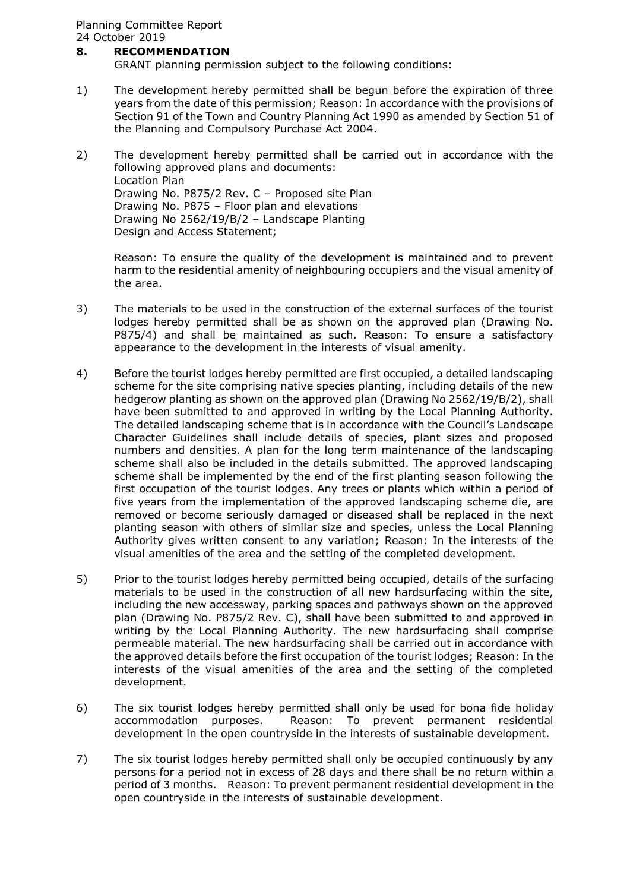## 8. RECOMMENDATION

GRANT planning permission subject to the following conditions:

1) The development hereby permitted shall be begun before the expiration of three years from the date of this permission; Reason: In accordance with the provisions of Section 91 of the Town and Country Planning Act 1990 as amended by Section 51 of the Planning and Compulsory Purchase Act 2004.

2) The development hereby permitted shall be carried out in accordance with the following approved plans and documents:
   Location Plan
   Drawing No. P875/2 Rev. C – Proposed site Plan
   Drawing No. P875 – Floor plan and elevations
   Drawing No 2562/19/B/2 – Landscape Planting
   Design and Access Statement;

   Reason: To ensure the quality of the development is maintained and to prevent harm to the residential amenity of neighbouring occupiers and the visual amenity of the area.

3) The materials to be used in the construction of the external surfaces of the tourist lodges hereby permitted shall be as shown on the approved plan (Drawing No. P875/4) and shall be maintained as such. Reason: To ensure a satisfactory appearance to the development in the interests of visual amenity.

4) Before the tourist lodges hereby permitted are first occupied, a detailed landscaping scheme for the site comprising native species planting, including details of the new hedgerow planting as shown on the approved plan (Drawing No 2562/19/B/2), shall have been submitted to and approved in writing by the Local Planning Authority. The detailed landscaping scheme that is in accordance with the Council's Landscape Character Guidelines shall include details of species, plant sizes and proposed numbers and densities. A plan for the long term maintenance of the landscaping scheme shall also be included in the details submitted. The approved landscaping scheme shall be implemented by the end of the first planting season following the first occupation of the tourist lodges. Any trees or plants which within a period of five years from the implementation of the approved landscaping scheme die, are removed or become seriously damaged or diseased shall be replaced in the next planting season with others of similar size and species, unless the Local Planning Authority gives written consent to any variation; Reason: In the interests of the visual amenities of the area and the setting of the completed development.

5) Prior to the tourist lodges hereby permitted being occupied, details of the surfacing materials to be used in the construction of all new hardsurfacing within the site, including the new accessway, parking spaces and pathways shown on the approved plan (Drawing No. P875/2 Rev. C), shall have been submitted to and approved in writing by the Local Planning Authority. The new hardsurfacing shall comprise permeable material. The new hardsurfacing shall be carried out in accordance with the approved details before the first occupation of the tourist lodges; Reason: In the interests of the visual amenities of the area and the setting of the completed development.

6) The six tourist lodges hereby permitted shall only be used for bona fide holiday accommodation purposes. Reason: To prevent permanent residential development in the open countryside in the interests of sustainable development.

7) The six tourist lodges hereby permitted shall only be occupied continuously by any persons for a period not in excess of 28 days and there shall be no return within a period of 3 months. Reason: To prevent permanent residential development in the open countryside in the interests of sustainable development.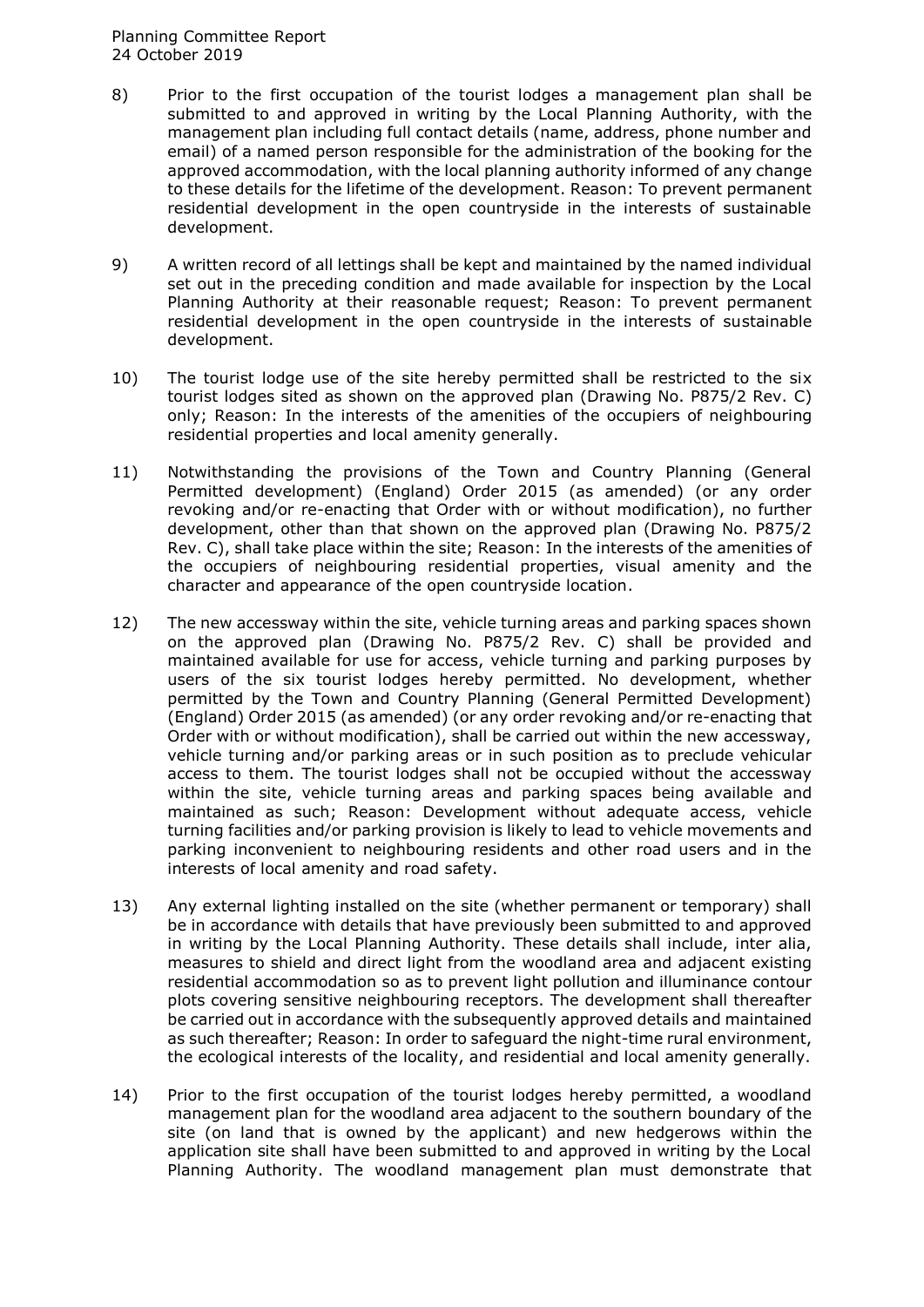8) Prior to the first occupation of the tourist lodges a management plan shall be submitted to and approved in writing by the Local Planning Authority, with the management plan including full contact details (name, address, phone number and email) of a named person responsible for the administration of the booking for the approved accommodation, with the local planning authority informed of any change to these details for the lifetime of the development. Reason: To prevent permanent residential development in the open countryside in the interests of sustainable development.

9) A written record of all lettings shall be kept and maintained by the named individual set out in the preceding condition and made available for inspection by the Local Planning Authority at their reasonable request; Reason: To prevent permanent residential development in the open countryside in the interests of sustainable development.

10) The tourist lodge use of the site hereby permitted shall be restricted to the six tourist lodges sited as shown on the approved plan (Drawing No. P875/2 Rev. C) only; Reason: In the interests of the amenities of the occupiers of neighbouring residential properties and local amenity generally.

11) Notwithstanding the provisions of the Town and Country Planning (General Permitted development) (England) Order 2015 (as amended) (or any order revoking and/or re-enacting that Order with or without modification), no further development, other than that shown on the approved plan (Drawing No. P875/2 Rev. C), shall take place within the site; Reason: In the interests of the amenities of the occupiers of neighbouring residential properties, visual amenity and the character and appearance of the open countryside location.

12) The new accessway within the site, vehicle turning areas and parking spaces shown on the approved plan (Drawing No. P875/2 Rev. C) shall be provided and maintained available for use for access, vehicle turning and parking purposes by users of the six tourist lodges hereby permitted. No development, whether permitted by the Town and Country Planning (General Permitted Development) (England) Order 2015 (as amended) (or any order revoking and/or re-enacting that Order with or without modification), shall be carried out within the new accessway, vehicle turning and/or parking areas or in such position as to preclude vehicular access to them. The tourist lodges shall not be occupied without the accessway within the site, vehicle turning areas and parking spaces being available and maintained as such; Reason: Development without adequate access, vehicle turning facilities and/or parking provision is likely to lead to vehicle movements and parking inconvenient to neighbouring residents and other road users and in the interests of local amenity and road safety.

13) Any external lighting installed on the site (whether permanent or temporary) shall be in accordance with details that have previously been submitted to and approved in writing by the Local Planning Authority. These details shall include, inter alia, measures to shield and direct light from the woodland area and adjacent existing residential accommodation so as to prevent light pollution and illuminance contour plots covering sensitive neighbouring receptors. The development shall thereafter be carried out in accordance with the subsequently approved details and maintained as such thereafter; Reason: In order to safeguard the night-time rural environment, the ecological interests of the locality, and residential and local amenity generally.

14) Prior to the first occupation of the tourist lodges hereby permitted, a woodland management plan for the woodland area adjacent to the southern boundary of the site (on land that is owned by the applicant) and new hedgerows within the application site shall have been submitted to and approved in writing by the Local Planning Authority. The woodland management plan must demonstrate that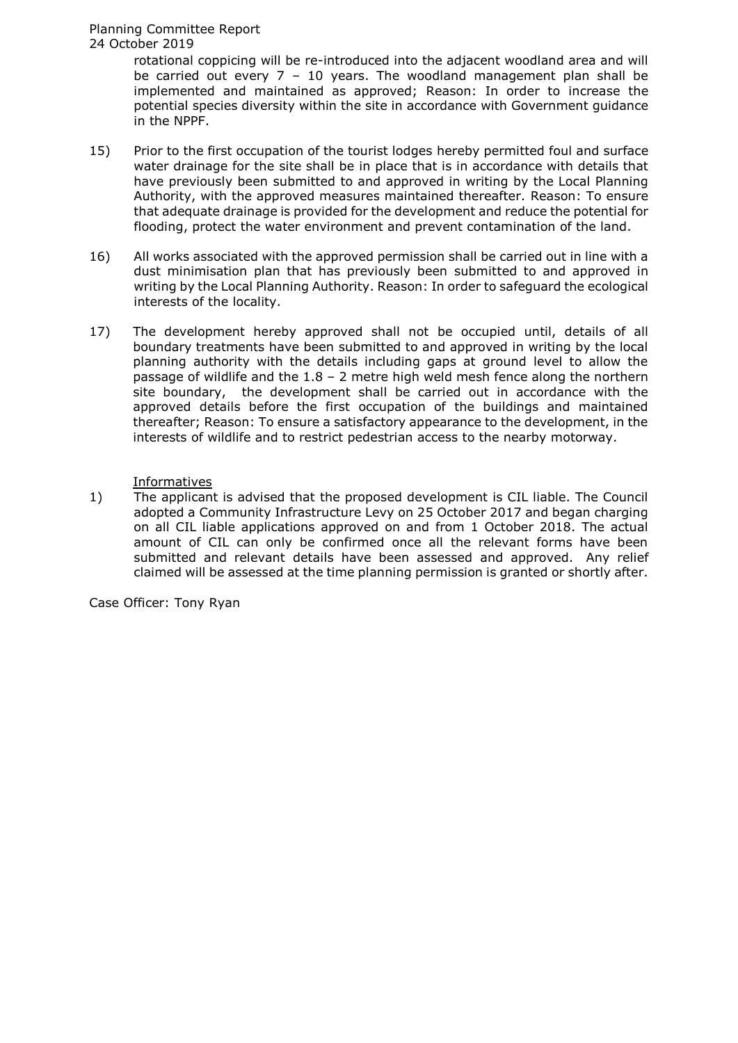rotational coppicing will be re-introduced into the adjacent woodland area and will be carried out every 7 – 10 years. The woodland management plan shall be implemented and maintained as approved; Reason: In order to increase the potential species diversity within the site in accordance with Government guidance in the NPPF.

15) Prior to the first occupation of the tourist lodges hereby permitted foul and surface water drainage for the site shall be in place that is in accordance with details that have previously been submitted to and approved in writing by the Local Planning Authority, with the approved measures maintained thereafter. Reason: To ensure that adequate drainage is provided for the development and reduce the potential for flooding, protect the water environment and prevent contamination of the land.

16) All works associated with the approved permission shall be carried out in line with a dust minimisation plan that has previously been submitted to and approved in writing by the Local Planning Authority. Reason: In order to safeguard the ecological interests of the locality.

17) The development hereby approved shall not be occupied until, details of all boundary treatments have been submitted to and approved in writing by the local planning authority with the details including gaps at ground level to allow the passage of wildlife and the 1.8 – 2 metre high weld mesh fence along the northern site boundary, the development shall be carried out in accordance with the approved details before the first occupation of the buildings and maintained thereafter; Reason: To ensure a satisfactory appearance to the development, in the interests of wildlife and to restrict pedestrian access to the nearby motorway.

<u>Informatives</u>

1) The applicant is advised that the proposed development is CIL liable. The Council adopted a Community Infrastructure Levy on 25 October 2017 and began charging on all CIL liable applications approved on and from 1 October 2018. The actual amount of CIL can only be confirmed once all the relevant forms have been submitted and relevant details have been assessed and approved. Any relief claimed will be assessed at the time planning permission is granted or shortly after.

Case Officer: Tony Ryan